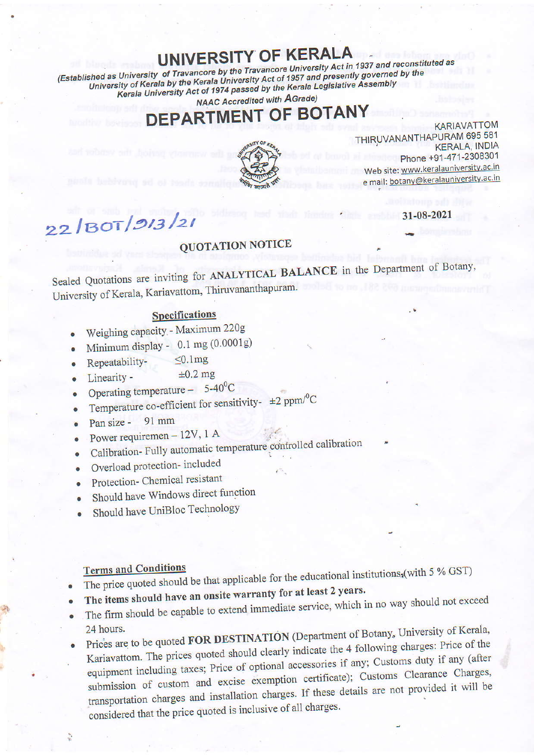# UNIVERSITY OF KERALA

*(Established as University of Travancore by the Travancore University Act in 1937 and reconstituted as University of Kerala by the Kerala University Act of 1957 and presently governed by the Kerala University Act of 1974 passed by the Kerala Legislative Assembly*

*NAAC Accredited with AGrade)*

# DEPARTMENT OF BOTANY

KARIAVATTOM
THIRUVANANTHAPURAM 695 581
KERALA, INDIA
Phone +91-471-2308301
Web site: www.keralauniversity.ac.in
e mail: botany@keralauniversity.ac.in

22/BOT/213/21

31-08-2021

## QUOTATION NOTICE

Sealed Quotations are inviting for **ANALYTICAL BALANCE** in the Department of Botany, University of Kerala, Kariavattom, Thiruvananthapuram.

### Specifications

- Weighing capacity - Maximum 220g
- Minimum display - 0.1 mg (0.0001g)
- Repeatability- ≤0.1mg
- Linearity - ±0.2 mg
- Operating temperature – 5-40$^0$C
- Temperature co-efficient for sensitivity- ±2 ppm/$^0$C
- Pan size - 91 mm
- Power requiremen – 12V, 1 A
- Calibration- Fully automatic temperature controlled calibration
- Overload protection- included
- Protection- Chemical resistant
- Should have Windows direct function
- Should have UniBloc Technology

### Terms and Conditions

- The price quoted should be that applicable for the educational institutions (with 5 % GST)
- **The items should have an onsite warranty for at least 2 years.**
- The firm should be capable to extend immediate service, which in no way should not exceed 24 hours.
- Prices are to be quoted **FOR DESTINATION** (Department of Botany, University of Kerala, Kariavattom. The prices quoted should clearly indicate the 4 following charges: Price of the equipment including taxes; Price of optional accessories if any; Customs duty if any (after submission of custom and excise exemption certificate); Customs Clearance Charges, transportation charges and installation charges. If these details are not provided it will be considered that the price quoted is inclusive of all charges.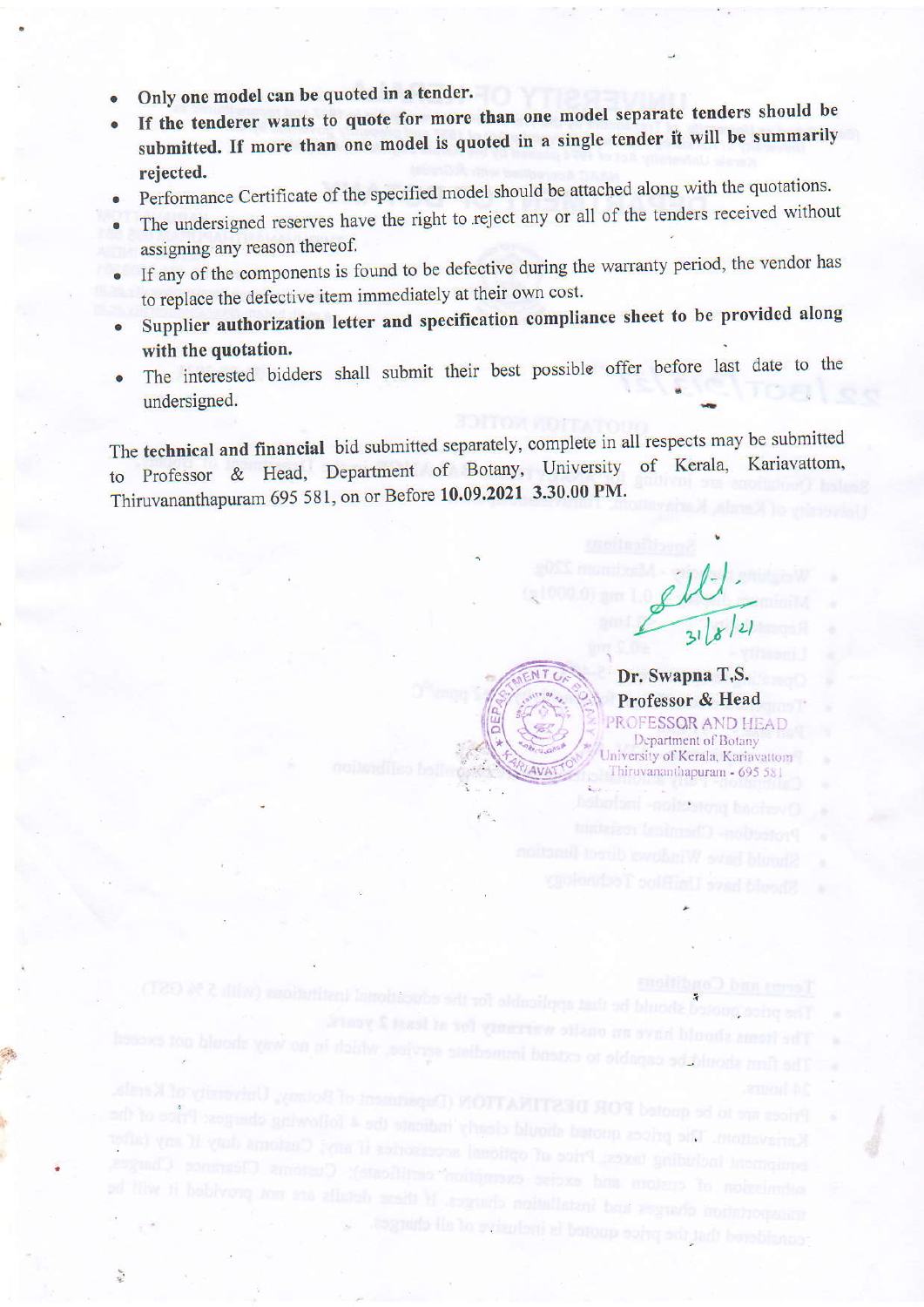- **Only one model can be quoted in a tender.**
- **If the tenderer wants to quote for more than one model separate tenders should be submitted. If more than one model is quoted in a single tender it will be summarily rejected.**
- Performance Certificate of the specified model should be attached along with the quotations.
- The undersigned reserves have the right to reject any or all of the tenders received without assigning any reason thereof.
- If any of the components is found to be defective during the warranty period, the vendor has to replace the defective item immediately at their own cost.
- **Supplier authorization letter and specification compliance sheet to be provided along with the quotation.**
- The interested bidders shall submit their best possible offer before last date to the undersigned.

The **technical and financial** bid submitted separately, complete in all respects may be submitted to Professor & Head, Department of Botany, University of Kerala, Kariavattom, Thiruvananthapuram 695 581, on or Before **10.09.2021 3.30.00 PM.**

31/8/21

**Dr. Swapna T.S.**
**Professor & Head**

PROFESSOR AND HEAD
Department of Botany
University of Kerala, Kariavattom
Thiruvananthapuram - 695 581